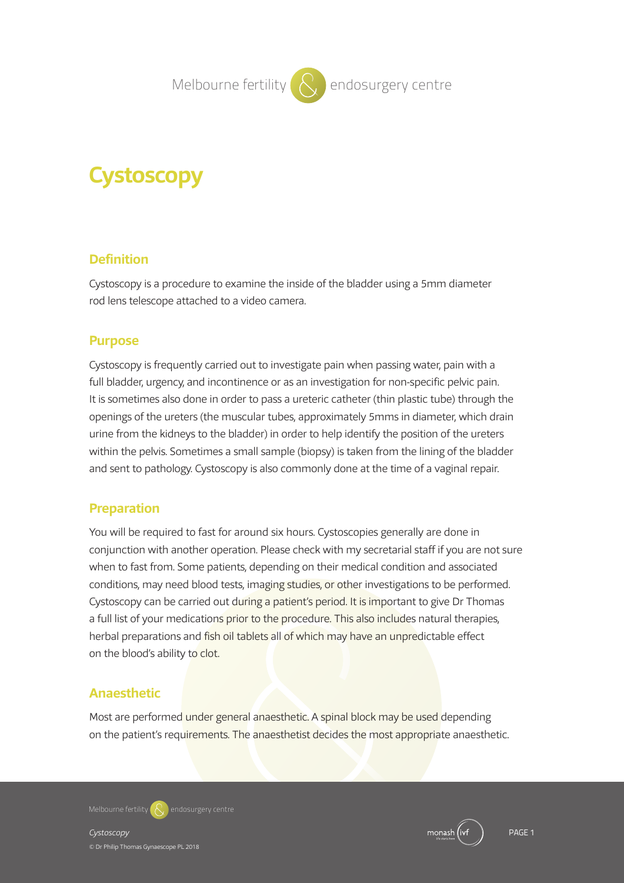# Cystoscopy

## Definition

Cystoscopy is a procedure to examine the inside of the bladder using a 5mm diameter rod lens telescope attached to a video camera.

## Purpose

Cystoscopy is frequently carried out to investigate pain when passing water, pain with a full bladder, urgency, and incontinence or as an investigation for non-specific pelvic pain. It is sometimes also done in order to pass a ureteric catheter (thin plastic tube) through the openings of the ureters (the muscular tubes, approximately 5mms in diameter, which drain urine from the kidneys to the bladder) in order to help identify the position of the ureters within the pelvis. Sometimes a small sample (biopsy) is taken from the lining of the bladder and sent to pathology. Cystoscopy is also commonly done at the time of a vaginal repair.

## Preparation

You will be required to fast for around six hours. Cystoscopies generally are done in conjunction with another operation. Please check with my secretarial staff if you are not sure when to fast from. Some patients, depending on their medical condition and associated conditions, may need blood tests, imaging studies, or other investigations to be performed. Cystoscopy can be carried out during a patient's period. It is important to give Dr Thomas a full list of your medications prior to the procedure. This also includes natural therapies, herbal preparations and fish oil tablets all of which may have an unpredictable effect on the blood's ability to clot.

## Anaesthetic

Most are performed under general anaesthetic. A spinal block may be used depending on the patient's requirements. The anaesthetist decides the most appropriate anaesthetic.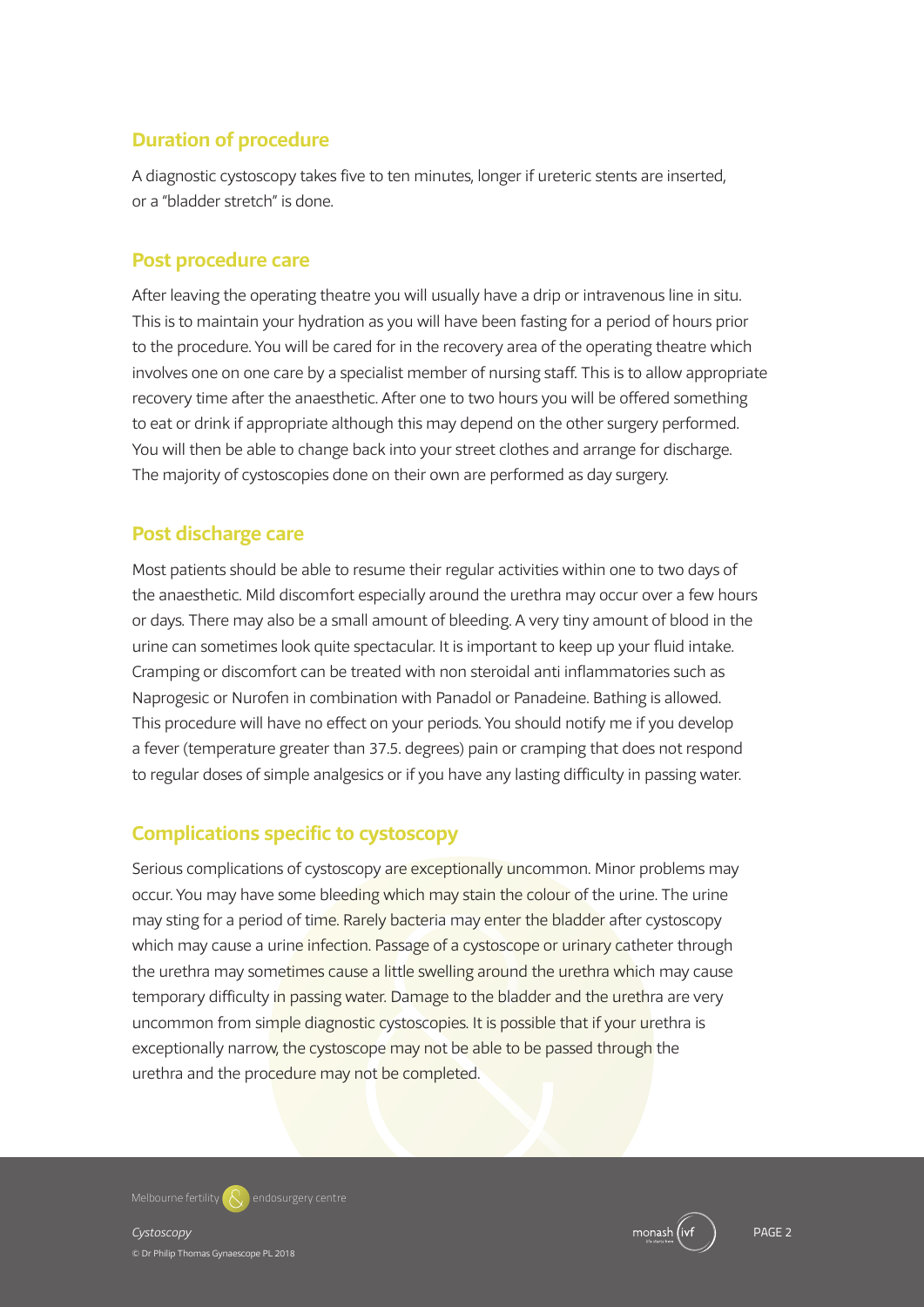## Duration of procedure

A diagnostic cystoscopy takes five to ten minutes, longer if ureteric stents are inserted, or a "bladder stretch" is done.

## Post procedure care

After leaving the operating theatre you will usually have a drip or intravenous line in situ. This is to maintain your hydration as you will have been fasting for a period of hours prior to the procedure. You will be cared for in the recovery area of the operating theatre which involves one on one care by a specialist member of nursing staff. This is to allow appropriate recovery time after the anaesthetic. After one to two hours you will be offered something to eat or drink if appropriate although this may depend on the other surgery performed. You will then be able to change back into your street clothes and arrange for discharge. The majority of cystoscopies done on their own are performed as day surgery.

## Post discharge care

Most patients should be able to resume their regular activities within one to two days of the anaesthetic. Mild discomfort especially around the urethra may occur over a few hours or days. There may also be a small amount of bleeding. A very tiny amount of blood in the urine can sometimes look quite spectacular. It is important to keep up your fluid intake. Cramping or discomfort can be treated with non steroidal anti inflammatories such as Naprogesic or Nurofen in combination with Panadol or Panadeine. Bathing is allowed. This procedure will have no effect on your periods. You should notify me if you develop a fever (temperature greater than 37.5. degrees) pain or cramping that does not respond to regular doses of simple analgesics or if you have any lasting difficulty in passing water.

## Complications specific to cystoscopy

Serious complications of cystoscopy are exceptionally uncommon. Minor problems may occur. You may have some bleeding which may stain the colour of the urine. The urine may sting for a period of time. Rarely bacteria may enter the bladder after cystoscopy which may cause a urine infection. Passage of a cystoscope or urinary catheter through the urethra may sometimes cause a little swelling around the urethra which may cause temporary difficulty in passing water. Damage to the bladder and the urethra are very uncommon from simple diagnostic cystoscopies. It is possible that if your urethra is exceptionally narrow, the cystoscope may not be able to be passed through the urethra and the procedure may not be completed.